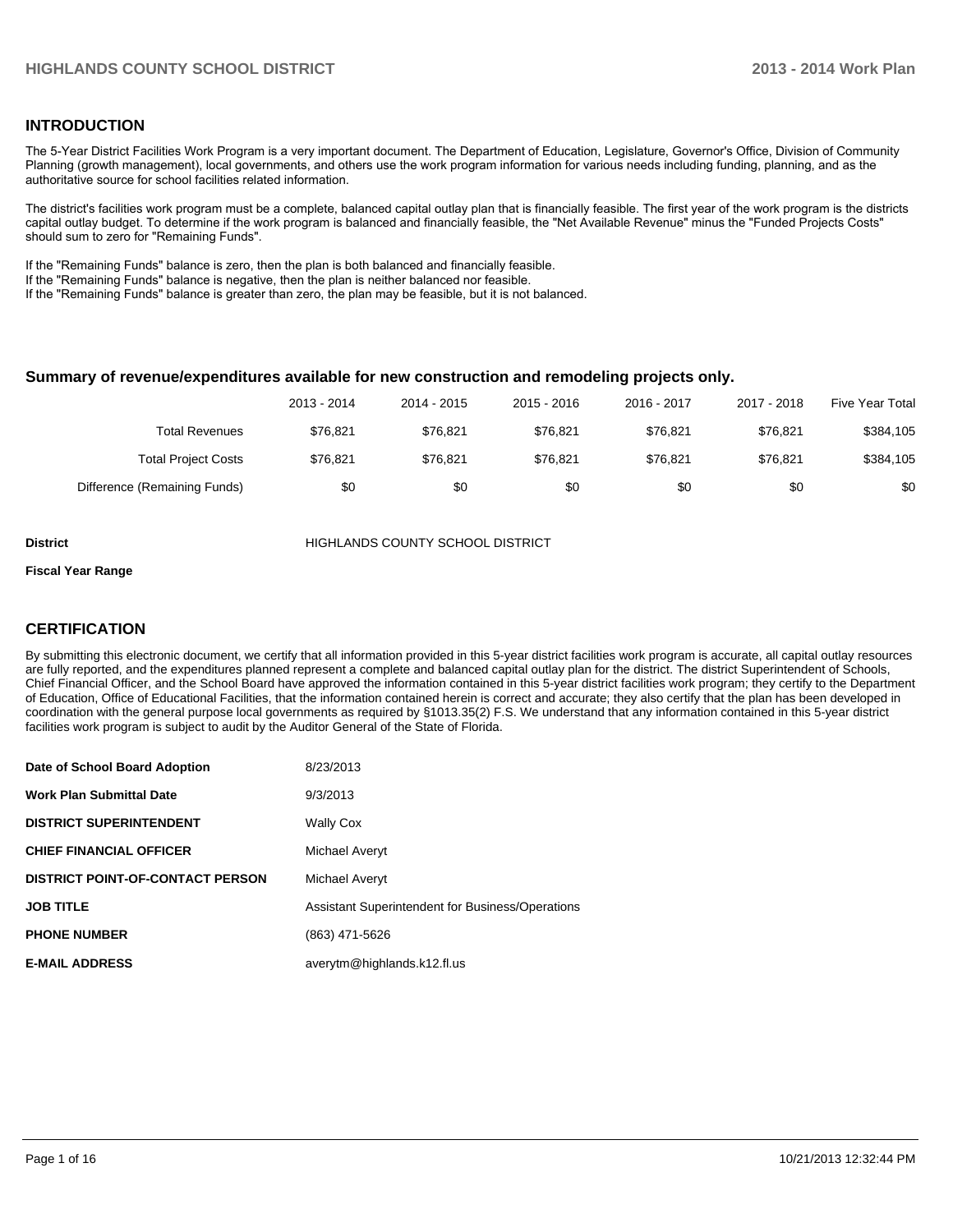## INTRODUCTION

The 5-Year District Facilities Work Program is a very important document. The Department of Education, Legislature, Governor's Office, Division of Community Planning (growth management), local governments, and others use the work program information for various needs including funding, planning, and as the authoritative source for school facilities related information.

The district's facilities work program must be a complete, balanced capital outlay plan that is financially feasible. The first year of the work program is the districts capital outlay budget. To determine if the work program is balanced and financially feasible, the "Net Available Revenue" minus the "Funded Projects Costs" should sum to zero for "Remaining Funds".

If the "Remaining Funds" balance is zero, then the plan is both balanced and financially feasible.
If the "Remaining Funds" balance is negative, then the plan is neither balanced nor feasible.
If the "Remaining Funds" balance is greater than zero, the plan may be feasible, but it is not balanced.

### Summary of revenue/expenditures available for new construction and remodeling projects only.

| | 2013 - 2014 | 2014 - 2015 | 2015 - 2016 | 2016 - 2017 | 2017 - 2018 | Five Year Total |
|---|---|---|---|---|---|---|
| Total Revenues | $76,821 | $76,821 | $76,821 | $76,821 | $76,821 | $384,105 |
| Total Project Costs | $76,821 | $76,821 | $76,821 | $76,821 | $76,821 | $384,105 |
| Difference (Remaining Funds) | $0 | $0 | $0 | $0 | $0 | $0 |

**District** HIGHLANDS COUNTY SCHOOL DISTRICT

**Fiscal Year Range**

## CERTIFICATION

By submitting this electronic document, we certify that all information provided in this 5-year district facilities work program is accurate, all capital outlay resources are fully reported, and the expenditures planned represent a complete and balanced capital outlay plan for the district. The district Superintendent of Schools, Chief Financial Officer, and the School Board have approved the information contained in this 5-year district facilities work program; they certify to the Department of Education, Office of Educational Facilities, that the information contained herein is correct and accurate; they also certify that the plan has been developed in coordination with the general purpose local governments as required by §1013.35(2) F.S. We understand that any information contained in this 5-year district facilities work program is subject to audit by the Auditor General of the State of Florida.

| | |
|---|---|
| **Date of School Board Adoption** | 8/23/2013 |
| **Work Plan Submittal Date** | 9/3/2013 |
| **DISTRICT SUPERINTENDENT** | Wally Cox |
| **CHIEF FINANCIAL OFFICER** | Michael Averyt |
| **DISTRICT POINT-OF-CONTACT PERSON** | Michael Averyt |
| **JOB TITLE** | Assistant Superintendent for Business/Operations |
| **PHONE NUMBER** | (863) 471-5626 |
| **E-MAIL ADDRESS** | averytm@highlands.k12.fl.us |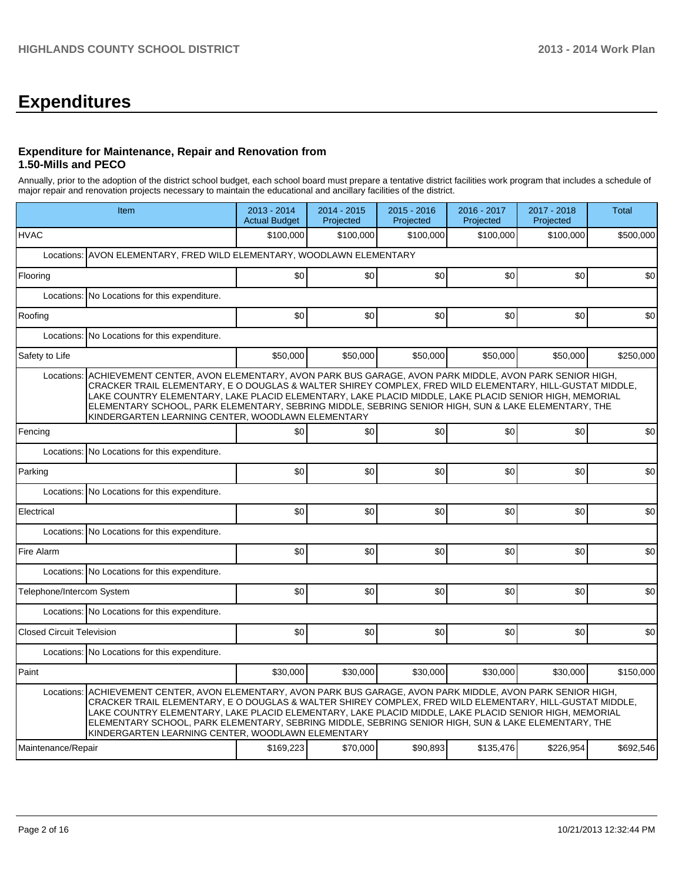# Expenditures

### Expenditure for Maintenance, Repair and Renovation from 1.50-Mills and PECO

Annually, prior to the adoption of the district school budget, each school board must prepare a tentative district facilities work program that includes a schedule of major repair and renovation projects necessary to maintain the educational and ancillary facilities of the district.

| Item | 2013 - 2014 Actual Budget | 2014 - 2015 Projected | 2015 - 2016 Projected | 2016 - 2017 Projected | 2017 - 2018 Projected | Total |
|---|---|---|---|---|---|---|
| HVAC | $100,000 | $100,000 | $100,000 | $100,000 | $100,000 | $500,000 |
| Locations: AVON ELEMENTARY, FRED WILD ELEMENTARY, WOODLAWN ELEMENTARY | | | | | | |
| Flooring | $0 | $0 | $0 | $0 | $0 | $0 |
| Locations: No Locations for this expenditure. | | | | | | |
| Roofing | $0 | $0 | $0 | $0 | $0 | $0 |
| Locations: No Locations for this expenditure. | | | | | | |
| Safety to Life | $50,000 | $50,000 | $50,000 | $50,000 | $50,000 | $250,000 |
| Locations: ACHIEVEMENT CENTER, AVON ELEMENTARY, AVON PARK BUS GARAGE, AVON PARK MIDDLE, AVON PARK SENIOR HIGH, CRACKER TRAIL ELEMENTARY, E O DOUGLAS & WALTER SHIREY COMPLEX, FRED WILD ELEMENTARY, HILL-GUSTAT MIDDLE, LAKE COUNTRY ELEMENTARY, LAKE PLACID ELEMENTARY, LAKE PLACID MIDDLE, LAKE PLACID SENIOR HIGH, MEMORIAL ELEMENTARY SCHOOL, PARK ELEMENTARY, SEBRING MIDDLE, SEBRING SENIOR HIGH, SUN & LAKE ELEMENTARY, THE KINDERGARTEN LEARNING CENTER, WOODLAWN ELEMENTARY | | | | | | |
| Fencing | $0 | $0 | $0 | $0 | $0 | $0 |
| Locations: No Locations for this expenditure. | | | | | | |
| Parking | $0 | $0 | $0 | $0 | $0 | $0 |
| Locations: No Locations for this expenditure. | | | | | | |
| Electrical | $0 | $0 | $0 | $0 | $0 | $0 |
| Locations: No Locations for this expenditure. | | | | | | |
| Fire Alarm | $0 | $0 | $0 | $0 | $0 | $0 |
| Locations: No Locations for this expenditure. | | | | | | |
| Telephone/Intercom System | $0 | $0 | $0 | $0 | $0 | $0 |
| Locations: No Locations for this expenditure. | | | | | | |
| Closed Circuit Television | $0 | $0 | $0 | $0 | $0 | $0 |
| Locations: No Locations for this expenditure. | | | | | | |
| Paint | $30,000 | $30,000 | $30,000 | $30,000 | $30,000 | $150,000 |
| Locations: ACHIEVEMENT CENTER, AVON ELEMENTARY, AVON PARK BUS GARAGE, AVON PARK MIDDLE, AVON PARK SENIOR HIGH, CRACKER TRAIL ELEMENTARY, E O DOUGLAS & WALTER SHIREY COMPLEX, FRED WILD ELEMENTARY, HILL-GUSTAT MIDDLE, LAKE COUNTRY ELEMENTARY, LAKE PLACID ELEMENTARY, LAKE PLACID MIDDLE, LAKE PLACID SENIOR HIGH, MEMORIAL ELEMENTARY SCHOOL, PARK ELEMENTARY, SEBRING MIDDLE, SEBRING SENIOR HIGH, SUN & LAKE ELEMENTARY, THE KINDERGARTEN LEARNING CENTER, WOODLAWN ELEMENTARY | | | | | | |
| Maintenance/Repair | $169,223 | $70,000 | $90,893 | $135,476 | $226,954 | $692,546 |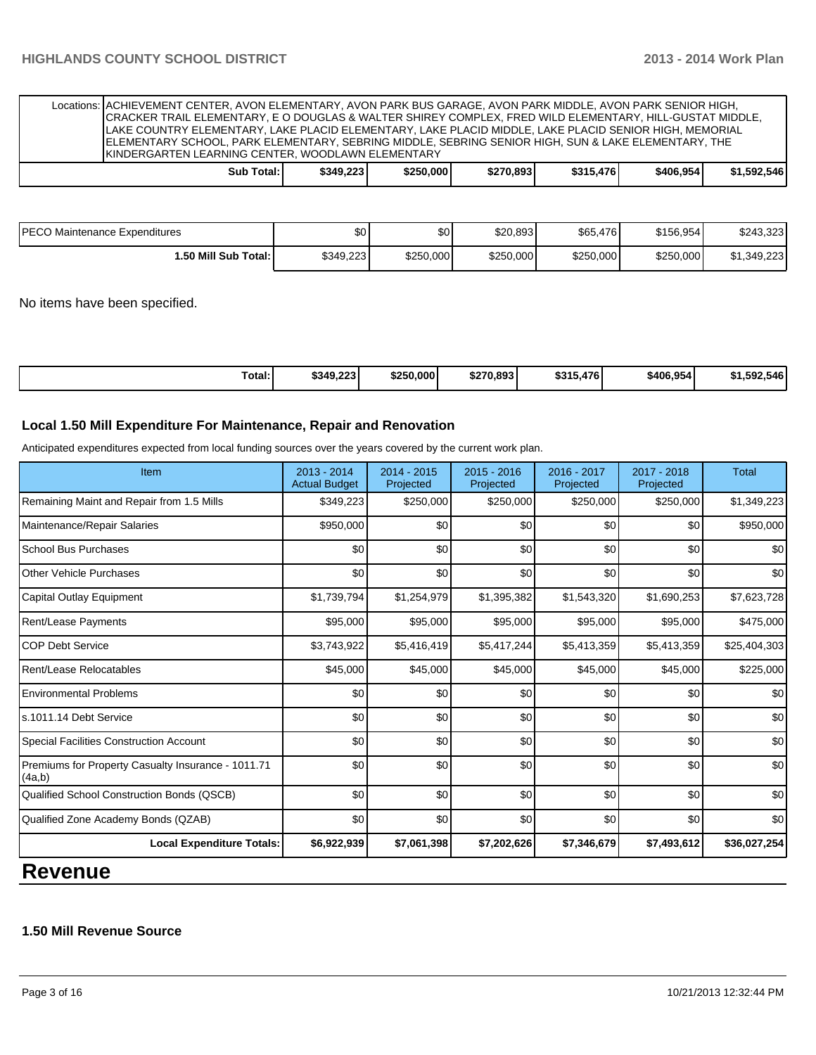| | | | | | | |
|---|---|---|---|---|---|---|
| Locations: | ACHIEVEMENT CENTER, AVON ELEMENTARY, AVON PARK BUS GARAGE, AVON PARK MIDDLE, AVON PARK SENIOR HIGH, CRACKER TRAIL ELEMENTARY, E O DOUGLAS & WALTER SHIREY COMPLEX, FRED WILD ELEMENTARY, HILL-GUSTAT MIDDLE, LAKE COUNTRY ELEMENTARY, LAKE PLACID ELEMENTARY, LAKE PLACID MIDDLE, LAKE PLACID SENIOR HIGH, MEMORIAL ELEMENTARY SCHOOL, PARK ELEMENTARY, SEBRING MIDDLE, SEBRING SENIOR HIGH, SUN & LAKE ELEMENTARY, THE KINDERGARTEN LEARNING CENTER, WOODLAWN ELEMENTARY | | | | | |
| **Sub Total:** | **$349,223** | **$250,000** | **$270,893** | **$315,476** | **$406,954** | **$1,592,546** |

| | | | | | | |
|---|---|---|---|---|---|---|
| PECO Maintenance Expenditures | $0 | $0 | $20,893 | $65,476 | $156,954 | $243,323 |
| **1.50 Mill Sub Total:** | $349,223 | $250,000 | $250,000 | $250,000 | $250,000 | $1,349,223 |

No items have been specified.

| | | | | | | |
|---|---|---|---|---|---|---|
| **Total:** | **$349,223** | **$250,000** | **$270,893** | **$315,476** | **$406,954** | **$1,592,546** |

### Local 1.50 Mill Expenditure For Maintenance, Repair and Renovation

Anticipated expenditures expected from local funding sources over the years covered by the current work plan.

| Item | 2013 - 2014 Actual Budget | 2014 - 2015 Projected | 2015 - 2016 Projected | 2016 - 2017 Projected | 2017 - 2018 Projected | Total |
|---|---|---|---|---|---|---|
| Remaining Maint and Repair from 1.5 Mills | $349,223 | $250,000 | $250,000 | $250,000 | $250,000 | $1,349,223 |
| Maintenance/Repair Salaries | $950,000 | $0 | $0 | $0 | $0 | $950,000 |
| School Bus Purchases | $0 | $0 | $0 | $0 | $0 | $0 |
| Other Vehicle Purchases | $0 | $0 | $0 | $0 | $0 | $0 |
| Capital Outlay Equipment | $1,739,794 | $1,254,979 | $1,395,382 | $1,543,320 | $1,690,253 | $7,623,728 |
| Rent/Lease Payments | $95,000 | $95,000 | $95,000 | $95,000 | $95,000 | $475,000 |
| COP Debt Service | $3,743,922 | $5,416,419 | $5,417,244 | $5,413,359 | $5,413,359 | $25,404,303 |
| Rent/Lease Relocatables | $45,000 | $45,000 | $45,000 | $45,000 | $45,000 | $225,000 |
| Environmental Problems | $0 | $0 | $0 | $0 | $0 | $0 |
| s.1011.14 Debt Service | $0 | $0 | $0 | $0 | $0 | $0 |
| Special Facilities Construction Account | $0 | $0 | $0 | $0 | $0 | $0 |
| Premiums for Property Casualty Insurance - 1011.71 (4a,b) | $0 | $0 | $0 | $0 | $0 | $0 |
| Qualified School Construction Bonds (QSCB) | $0 | $0 | $0 | $0 | $0 | $0 |
| Qualified Zone Academy Bonds (QZAB) | $0 | $0 | $0 | $0 | $0 | $0 |
| **Local Expenditure Totals:** | **$6,922,939** | **$7,061,398** | **$7,202,626** | **$7,346,679** | **$7,493,612** | **$36,027,254** |

# Revenue

### 1.50 Mill Revenue Source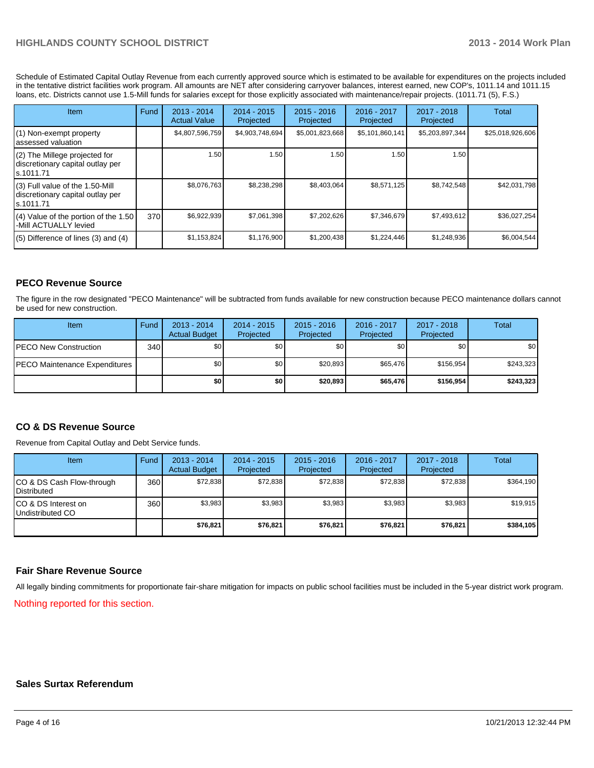Schedule of Estimated Capital Outlay Revenue from each currently approved source which is estimated to be available for expenditures on the projects included in the tentative district facilities work program. All amounts are NET after considering carryover balances, interest earned, new COP's, 1011.14 and 1011.15 loans, etc. Districts cannot use 1.5-Mill funds for salaries except for those explicitly associated with maintenance/repair projects. (1011.71 (5), F.S.)

| Item | Fund | 2013 - 2014 Actual Value | 2014 - 2015 Projected | 2015 - 2016 Projected | 2016 - 2017 Projected | 2017 - 2018 Projected | Total |
|---|---|---|---|---|---|---|---|
| (1) Non-exempt property assessed valuation | | $4,807,596,759 | $4,903,748,694 | $5,001,823,668 | $5,101,860,141 | $5,203,897,344 | $25,018,926,606 |
| (2) The Millege projected for discretionary capital outlay per s.1011.71 | | 1.50 | 1.50 | 1.50 | 1.50 | 1.50 | |
| (3) Full value of the 1.50-Mill discretionary capital outlay per s.1011.71 | | $8,076,763 | $8,238,298 | $8,403,064 | $8,571,125 | $8,742,548 | $42,031,798 |
| (4) Value of the portion of the 1.50 -Mill ACTUALLY levied | 370 | $6,922,939 | $7,061,398 | $7,202,626 | $7,346,679 | $7,493,612 | $36,027,254 |
| (5) Difference of lines (3) and (4) | | $1,153,824 | $1,176,900 | $1,200,438 | $1,224,446 | $1,248,936 | $6,004,544 |

## PECO Revenue Source

The figure in the row designated "PECO Maintenance" will be subtracted from funds available for new construction because PECO maintenance dollars cannot be used for new construction.

| Item | Fund | 2013 - 2014 Actual Budget | 2014 - 2015 Projected | 2015 - 2016 Projected | 2016 - 2017 Projected | 2017 - 2018 Projected | Total |
|---|---|---|---|---|---|---|---|
| PECO New Construction | 340 | $0 | $0 | $0 | $0 | $0 | $0 |
| PECO Maintenance Expenditures | | $0 | $0 | $20,893 | $65,476 | $156,954 | $243,323 |
| | | **$0** | **$0** | **$20,893** | **$65,476** | **$156,954** | **$243,323** |

## CO & DS Revenue Source

Revenue from Capital Outlay and Debt Service funds.

| Item | Fund | 2013 - 2014 Actual Budget | 2014 - 2015 Projected | 2015 - 2016 Projected | 2016 - 2017 Projected | 2017 - 2018 Projected | Total |
|---|---|---|---|---|---|---|---|
| CO & DS Cash Flow-through Distributed | 360 | $72,838 | $72,838 | $72,838 | $72,838 | $72,838 | $364,190 |
| CO & DS Interest on Undistributed CO | 360 | $3,983 | $3,983 | $3,983 | $3,983 | $3,983 | $19,915 |
| | | **$76,821** | **$76,821** | **$76,821** | **$76,821** | **$76,821** | **$384,105** |

## Fair Share Revenue Source

All legally binding commitments for proportionate fair-share mitigation for impacts on public school facilities must be included in the 5-year district work program.

Nothing reported for this section.

## Sales Surtax Referendum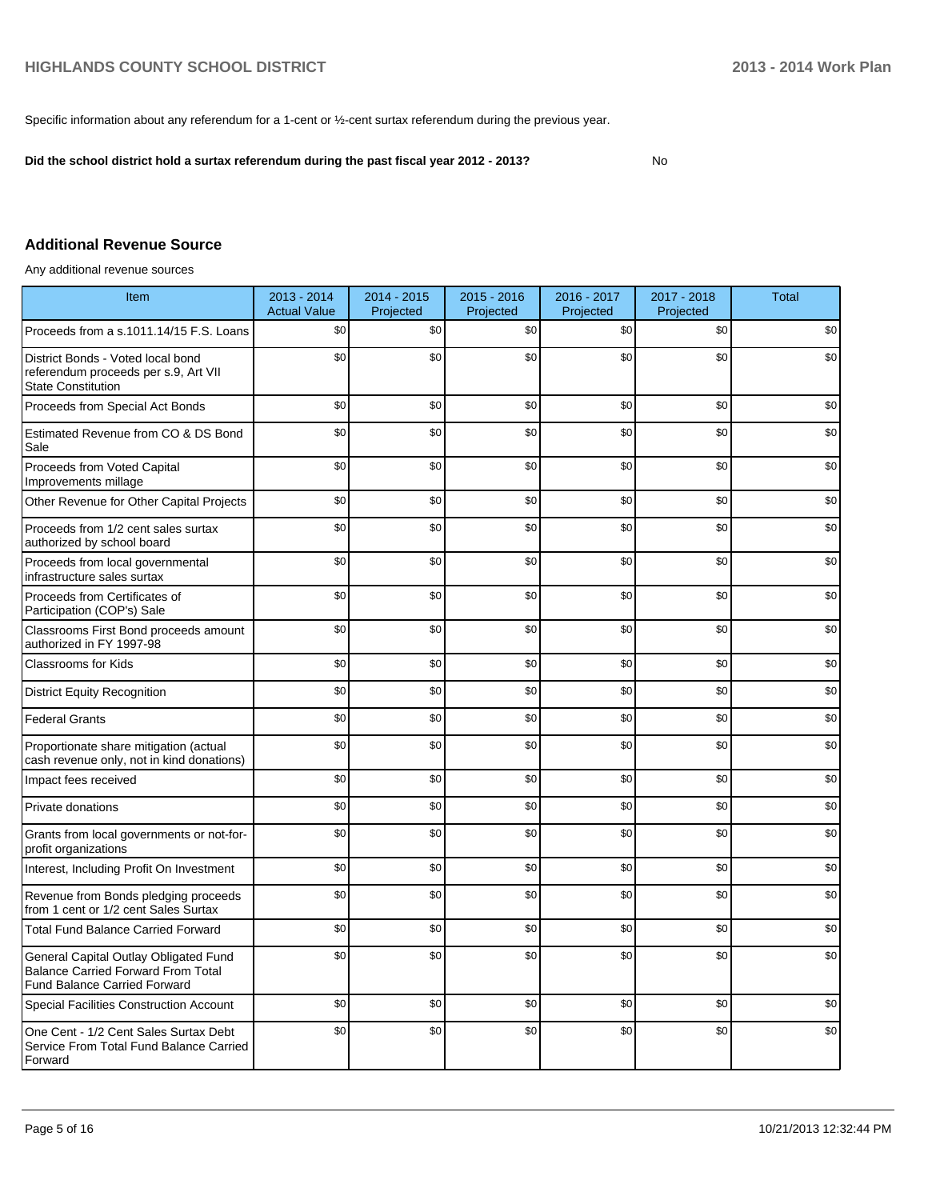Specific information about any referendum for a 1-cent or ½-cent surtax referendum during the previous year.

**Did the school district hold a surtax referendum during the past fiscal year 2012 - 2013?** No

## Additional Revenue Source

Any additional revenue sources

| Item | 2013 - 2014 Actual Value | 2014 - 2015 Projected | 2015 - 2016 Projected | 2016 - 2017 Projected | 2017 - 2018 Projected | Total |
|---|---|---|---|---|---|---|
| Proceeds from a s.1011.14/15 F.S. Loans | $0 | $0 | $0 | $0 | $0 | $0 |
| District Bonds - Voted local bond referendum proceeds per s.9, Art VII State Constitution | $0 | $0 | $0 | $0 | $0 | $0 |
| Proceeds from Special Act Bonds | $0 | $0 | $0 | $0 | $0 | $0 |
| Estimated Revenue from CO & DS Bond Sale | $0 | $0 | $0 | $0 | $0 | $0 |
| Proceeds from Voted Capital Improvements millage | $0 | $0 | $0 | $0 | $0 | $0 |
| Other Revenue for Other Capital Projects | $0 | $0 | $0 | $0 | $0 | $0 |
| Proceeds from 1/2 cent sales surtax authorized by school board | $0 | $0 | $0 | $0 | $0 | $0 |
| Proceeds from local governmental infrastructure sales surtax | $0 | $0 | $0 | $0 | $0 | $0 |
| Proceeds from Certificates of Participation (COP's) Sale | $0 | $0 | $0 | $0 | $0 | $0 |
| Classrooms First Bond proceeds amount authorized in FY 1997-98 | $0 | $0 | $0 | $0 | $0 | $0 |
| Classrooms for Kids | $0 | $0 | $0 | $0 | $0 | $0 |
| District Equity Recognition | $0 | $0 | $0 | $0 | $0 | $0 |
| Federal Grants | $0 | $0 | $0 | $0 | $0 | $0 |
| Proportionate share mitigation (actual cash revenue only, not in kind donations) | $0 | $0 | $0 | $0 | $0 | $0 |
| Impact fees received | $0 | $0 | $0 | $0 | $0 | $0 |
| Private donations | $0 | $0 | $0 | $0 | $0 | $0 |
| Grants from local governments or not-for-profit organizations | $0 | $0 | $0 | $0 | $0 | $0 |
| Interest, Including Profit On Investment | $0 | $0 | $0 | $0 | $0 | $0 |
| Revenue from Bonds pledging proceeds from 1 cent or 1/2 cent Sales Surtax | $0 | $0 | $0 | $0 | $0 | $0 |
| Total Fund Balance Carried Forward | $0 | $0 | $0 | $0 | $0 | $0 |
| General Capital Outlay Obligated Fund Balance Carried Forward From Total Fund Balance Carried Forward | $0 | $0 | $0 | $0 | $0 | $0 |
| Special Facilities Construction Account | $0 | $0 | $0 | $0 | $0 | $0 |
| One Cent - 1/2 Cent Sales Surtax Debt Service From Total Fund Balance Carried Forward | $0 | $0 | $0 | $0 | $0 | $0 |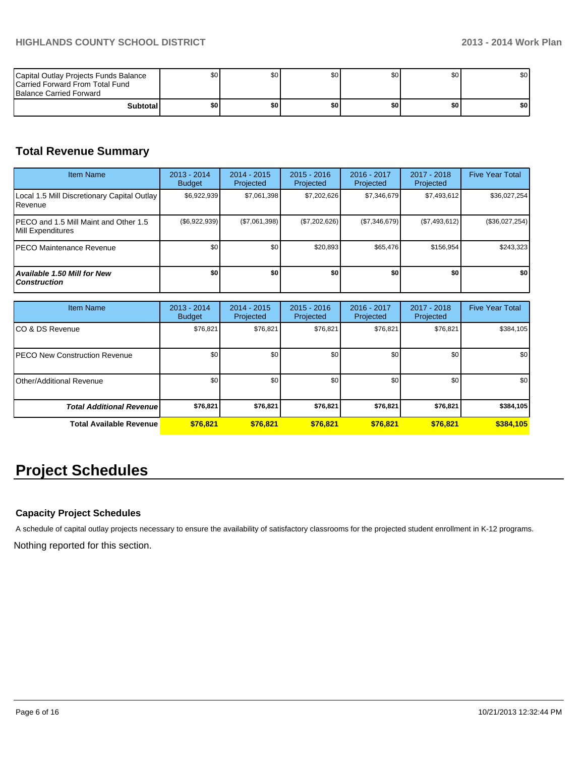| | | | | | | |
|---|---|---|---|---|---|---|
| Capital Outlay Projects Funds Balance Carried Forward From Total Fund Balance Carried Forward | $0 | $0 | $0 | $0 | $0 | $0 |
| **Subtotal** | **$0** | **$0** | **$0** | **$0** | **$0** | **$0** |

## Total Revenue Summary

| Item Name | 2013 - 2014 Budget | 2014 - 2015 Projected | 2015 - 2016 Projected | 2016 - 2017 Projected | 2017 - 2018 Projected | Five Year Total |
|---|---|---|---|---|---|---|
| Local 1.5 Mill Discretionary Capital Outlay Revenue | $6,922,939 | $7,061,398 | $7,202,626 | $7,346,679 | $7,493,612 | $36,027,254 |
| PECO and 1.5 Mill Maint and Other 1.5 Mill Expenditures | ($6,922,939) | ($7,061,398) | ($7,202,626) | ($7,346,679) | ($7,493,612) | ($36,027,254) |
| PECO Maintenance Revenue | $0 | $0 | $20,893 | $65,476 | $156,954 | $243,323 |
| ***Available 1.50 Mill for New Construction*** | **$0** | **$0** | **$0** | **$0** | **$0** | **$0** |

| Item Name | 2013 - 2014 Budget | 2014 - 2015 Projected | 2015 - 2016 Projected | 2016 - 2017 Projected | 2017 - 2018 Projected | Five Year Total |
|---|---|---|---|---|---|---|
| CO & DS Revenue | $76,821 | $76,821 | $76,821 | $76,821 | $76,821 | $384,105 |
| PECO New Construction Revenue | $0 | $0 | $0 | $0 | $0 | $0 |
| Other/Additional Revenue | $0 | $0 | $0 | $0 | $0 | $0 |
| ***Total Additional Revenue*** | **$76,821** | **$76,821** | **$76,821** | **$76,821** | **$76,821** | **$384,105** |
| **Total Available Revenue** | **$76,821** | **$76,821** | **$76,821** | **$76,821** | **$76,821** | **$384,105** |

# Project Schedules

### Capacity Project Schedules

A schedule of capital outlay projects necessary to ensure the availability of satisfactory classrooms for the projected student enrollment in K-12 programs.

Nothing reported for this section.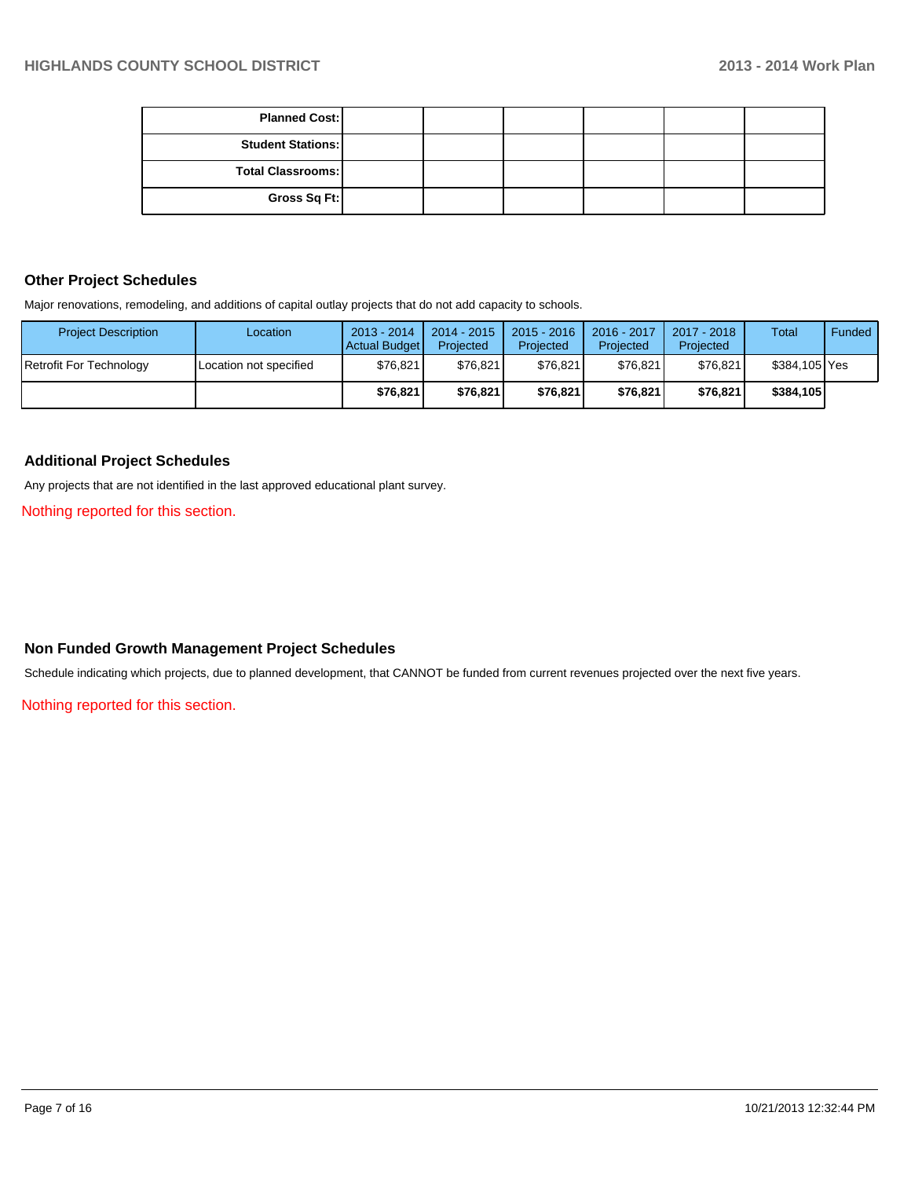| | | | | | | |
|---|---|---|---|---|---|---|
| **Planned Cost:** | | | | | | |
| **Student Stations:** | | | | | | |
| **Total Classrooms:** | | | | | | |
| **Gross Sq Ft:** | | | | | | |

## Other Project Schedules

Major renovations, remodeling, and additions of capital outlay projects that do not add capacity to schools.

| Project Description | Location | 2013 - 2014 Actual Budget | 2014 - 2015 Projected | 2015 - 2016 Projected | 2016 - 2017 Projected | 2017 - 2018 Projected | Total | Funded |
|---|---|---|---|---|---|---|---|---|
| Retrofit For Technology | Location not specified | $76,821 | $76,821 | $76,821 | $76,821 | $76,821 | $384,105 | Yes |
| | | **$76,821** | **$76,821** | **$76,821** | **$76,821** | **$76,821** | **$384,105** | |

## Additional Project Schedules

Any projects that are not identified in the last approved educational plant survey.

Nothing reported for this section.

## Non Funded Growth Management Project Schedules

Schedule indicating which projects, due to planned development, that CANNOT be funded from current revenues projected over the next five years.

Nothing reported for this section.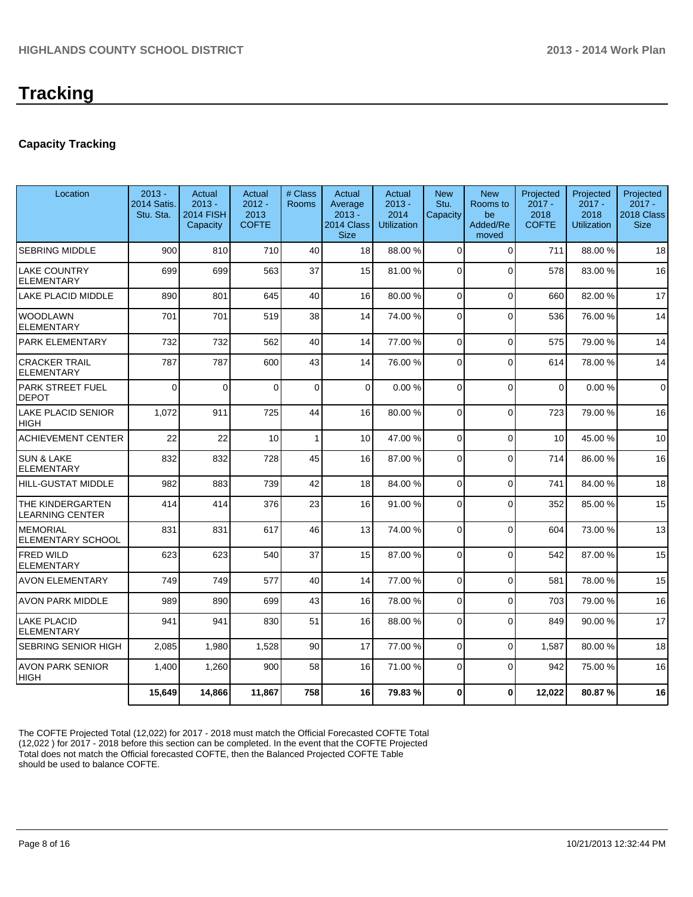# Tracking

### Capacity Tracking

| Location | 2013 - 2014 Satis. Stu. Sta. | Actual 2013 - 2014 FISH Capacity | Actual 2012 - 2013 COFTE | # Class Rooms | Actual Average 2013 - 2014 Class Size | Actual 2013 - 2014 Utilization | New Stu. Capacity | New Rooms to be Added/Removed | Projected 2017 - 2018 COFTE | Projected 2017 - 2018 Utilization | Projected 2017 - 2018 Class Size |
|---|---|---|---|---|---|---|---|---|---|---|---|
| SEBRING MIDDLE | 900 | 810 | 710 | 40 | 18 | 88.00 % | 0 | 0 | 711 | 88.00 % | 18 |
| LAKE COUNTRY ELEMENTARY | 699 | 699 | 563 | 37 | 15 | 81.00 % | 0 | 0 | 578 | 83.00 % | 16 |
| LAKE PLACID MIDDLE | 890 | 801 | 645 | 40 | 16 | 80.00 % | 0 | 0 | 660 | 82.00 % | 17 |
| WOODLAWN ELEMENTARY | 701 | 701 | 519 | 38 | 14 | 74.00 % | 0 | 0 | 536 | 76.00 % | 14 |
| PARK ELEMENTARY | 732 | 732 | 562 | 40 | 14 | 77.00 % | 0 | 0 | 575 | 79.00 % | 14 |
| CRACKER TRAIL ELEMENTARY | 787 | 787 | 600 | 43 | 14 | 76.00 % | 0 | 0 | 614 | 78.00 % | 14 |
| PARK STREET FUEL DEPOT | 0 | 0 | 0 | 0 | 0 | 0.00 % | 0 | 0 | 0 | 0.00 % | 0 |
| LAKE PLACID SENIOR HIGH | 1,072 | 911 | 725 | 44 | 16 | 80.00 % | 0 | 0 | 723 | 79.00 % | 16 |
| ACHIEVEMENT CENTER | 22 | 22 | 10 | 1 | 10 | 47.00 % | 0 | 0 | 10 | 45.00 % | 10 |
| SUN & LAKE ELEMENTARY | 832 | 832 | 728 | 45 | 16 | 87.00 % | 0 | 0 | 714 | 86.00 % | 16 |
| HILL-GUSTAT MIDDLE | 982 | 883 | 739 | 42 | 18 | 84.00 % | 0 | 0 | 741 | 84.00 % | 18 |
| THE KINDERGARTEN LEARNING CENTER | 414 | 414 | 376 | 23 | 16 | 91.00 % | 0 | 0 | 352 | 85.00 % | 15 |
| MEMORIAL ELEMENTARY SCHOOL | 831 | 831 | 617 | 46 | 13 | 74.00 % | 0 | 0 | 604 | 73.00 % | 13 |
| FRED WILD ELEMENTARY | 623 | 623 | 540 | 37 | 15 | 87.00 % | 0 | 0 | 542 | 87.00 % | 15 |
| AVON ELEMENTARY | 749 | 749 | 577 | 40 | 14 | 77.00 % | 0 | 0 | 581 | 78.00 % | 15 |
| AVON PARK MIDDLE | 989 | 890 | 699 | 43 | 16 | 78.00 % | 0 | 0 | 703 | 79.00 % | 16 |
| LAKE PLACID ELEMENTARY | 941 | 941 | 830 | 51 | 16 | 88.00 % | 0 | 0 | 849 | 90.00 % | 17 |
| SEBRING SENIOR HIGH | 2,085 | 1,980 | 1,528 | 90 | 17 | 77.00 % | 0 | 0 | 1,587 | 80.00 % | 18 |
| AVON PARK SENIOR HIGH | 1,400 | 1,260 | 900 | 58 | 16 | 71.00 % | 0 | 0 | 942 | 75.00 % | 16 |
| | **15,649** | **14,866** | **11,867** | **758** | **16** | **79.83 %** | **0** | **0** | **12,022** | **80.87 %** | **16** |

The COFTE Projected Total (12,022) for 2017 - 2018 must match the Official Forecasted COFTE Total (12,022 ) for 2017 - 2018 before this section can be completed. In the event that the COFTE Projected Total does not match the Official forecasted COFTE, then the Balanced Projected COFTE Table should be used to balance COFTE.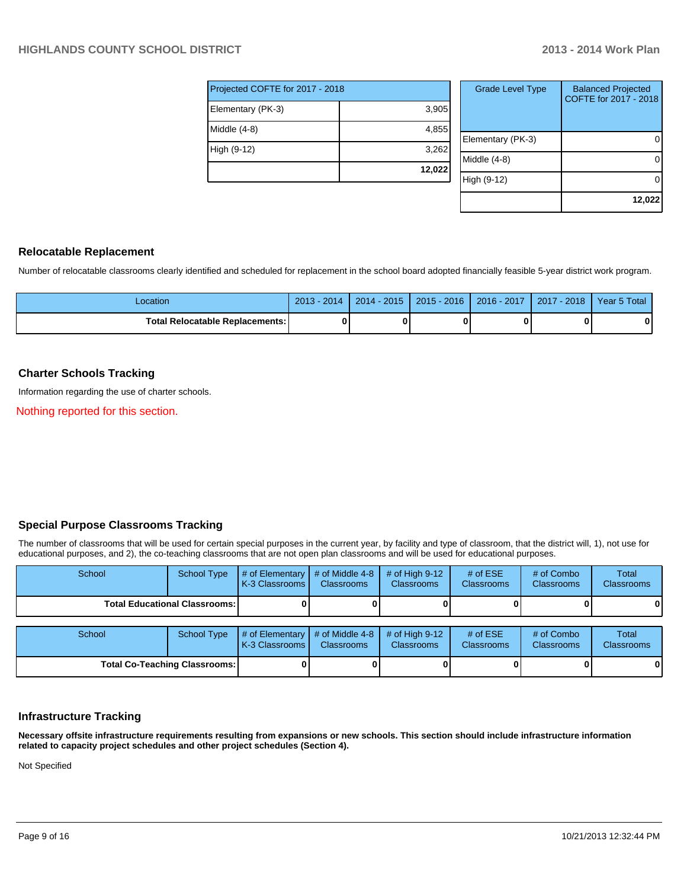| Projected COFTE for 2017 - 2018 | |
|---|---|
| Elementary (PK-3) | 3,905 |
| Middle (4-8) | 4,855 |
| High (9-12) | 3,262 |
| | **12,022** |

| Grade Level Type | Balanced Projected COFTE for 2017 - 2018 |
|---|---|
| Elementary (PK-3) | 0 |
| Middle (4-8) | 0 |
| High (9-12) | 0 |
| | **12,022** |

## Relocatable Replacement

Number of relocatable classrooms clearly identified and scheduled for replacement in the school board adopted financially feasible 5-year district work program.

| Location | 2013 - 2014 | 2014 - 2015 | 2015 - 2016 | 2016 - 2017 | 2017 - 2018 | Year 5 Total |
|---|---|---|---|---|---|---|
| **Total Relocatable Replacements:** | **0** | **0** | **0** | **0** | **0** | **0** |

## Charter Schools Tracking

Information regarding the use of charter schools.

Nothing reported for this section.

## Special Purpose Classrooms Tracking

The number of classrooms that will be used for certain special purposes in the current year, by facility and type of classroom, that the district will, 1), not use for educational purposes, and 2), the co-teaching classrooms that are not open plan classrooms and will be used for educational purposes.

| School | School Type | # of Elementary K-3 Classrooms | # of Middle 4-8 Classrooms | # of High 9-12 Classrooms | # of ESE Classrooms | # of Combo Classrooms | Total Classrooms |
|---|---|---|---|---|---|---|---|
| **Total Educational Classrooms:** | | **0** | **0** | **0** | **0** | **0** | **0** |

| School | School Type | # of Elementary K-3 Classrooms | # of Middle 4-8 Classrooms | # of High 9-12 Classrooms | # of ESE Classrooms | # of Combo Classrooms | Total Classrooms |
|---|---|---|---|---|---|---|---|
| **Total Co-Teaching Classrooms:** | | **0** | **0** | **0** | **0** | **0** | **0** |

## Infrastructure Tracking

**Necessary offsite infrastructure requirements resulting from expansions or new schools. This section should include infrastructure information related to capacity project schedules and other project schedules (Section 4).**

Not Specified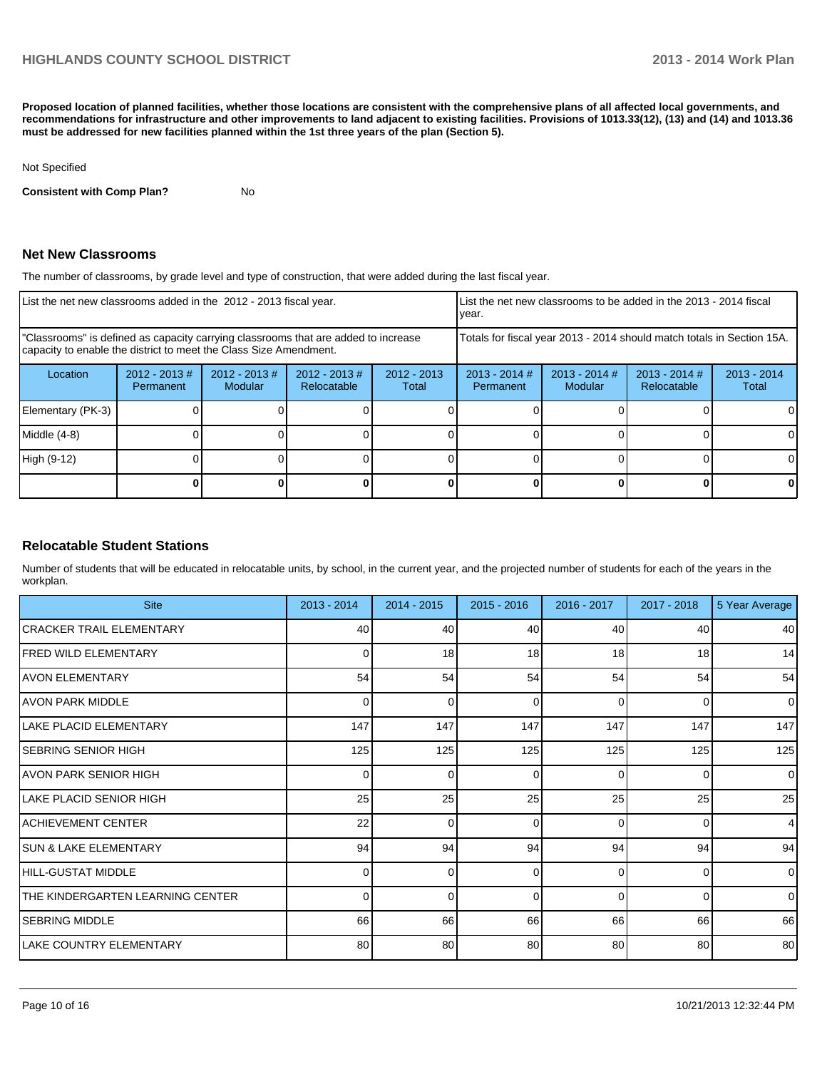**Proposed location of planned facilities, whether those locations are consistent with the comprehensive plans of all affected local governments, and recommendations for infrastructure and other improvements to land adjacent to existing facilities. Provisions of 1013.33(12), (13) and (14) and 1013.36 must be addressed for new facilities planned within the 1st three years of the plan (Section 5).**

Not Specified

**Consistent with Comp Plan?** No

## Net New Classrooms

The number of classrooms, by grade level and type of construction, that were added during the last fiscal year.

| List the net new classrooms added in the 2012 - 2013 fiscal year. | | | | | List the net new classrooms to be added in the 2013 - 2014 fiscal year. | | | |
|---|---|---|---|---|---|---|---|---|
| "Classrooms" is defined as capacity carrying classrooms that are added to increase capacity to enable the district to meet the Class Size Amendment. | | | | | Totals for fiscal year 2013 - 2014 should match totals in Section 15A. | | | |
| Location | 2012 - 2013 # Permanent | 2012 - 2013 # Modular | 2012 - 2013 # Relocatable | 2012 - 2013 Total | 2013 - 2014 # Permanent | 2013 - 2014 # Modular | 2013 - 2014 # Relocatable | 2013 - 2014 Total |
| Elementary (PK-3) | 0 | 0 | 0 | 0 | 0 | 0 | 0 | 0 |
| Middle (4-8) | 0 | 0 | 0 | 0 | 0 | 0 | 0 | 0 |
| High (9-12) | 0 | 0 | 0 | 0 | 0 | 0 | 0 | 0 |
| | **0** | **0** | **0** | **0** | **0** | **0** | **0** | **0** |

## Relocatable Student Stations

Number of students that will be educated in relocatable units, by school, in the current year, and the projected number of students for each of the years in the workplan.

| Site | 2013 - 2014 | 2014 - 2015 | 2015 - 2016 | 2016 - 2017 | 2017 - 2018 | 5 Year Average |
|---|---|---|---|---|---|---|
| CRACKER TRAIL ELEMENTARY | 40 | 40 | 40 | 40 | 40 | 40 |
| FRED WILD ELEMENTARY | 0 | 18 | 18 | 18 | 18 | 14 |
| AVON ELEMENTARY | 54 | 54 | 54 | 54 | 54 | 54 |
| AVON PARK MIDDLE | 0 | 0 | 0 | 0 | 0 | 0 |
| LAKE PLACID ELEMENTARY | 147 | 147 | 147 | 147 | 147 | 147 |
| SEBRING SENIOR HIGH | 125 | 125 | 125 | 125 | 125 | 125 |
| AVON PARK SENIOR HIGH | 0 | 0 | 0 | 0 | 0 | 0 |
| LAKE PLACID SENIOR HIGH | 25 | 25 | 25 | 25 | 25 | 25 |
| ACHIEVEMENT CENTER | 22 | 0 | 0 | 0 | 0 | 4 |
| SUN & LAKE ELEMENTARY | 94 | 94 | 94 | 94 | 94 | 94 |
| HILL-GUSTAT MIDDLE | 0 | 0 | 0 | 0 | 0 | 0 |
| THE KINDERGARTEN LEARNING CENTER | 0 | 0 | 0 | 0 | 0 | 0 |
| SEBRING MIDDLE | 66 | 66 | 66 | 66 | 66 | 66 |
| LAKE COUNTRY ELEMENTARY | 80 | 80 | 80 | 80 | 80 | 80 |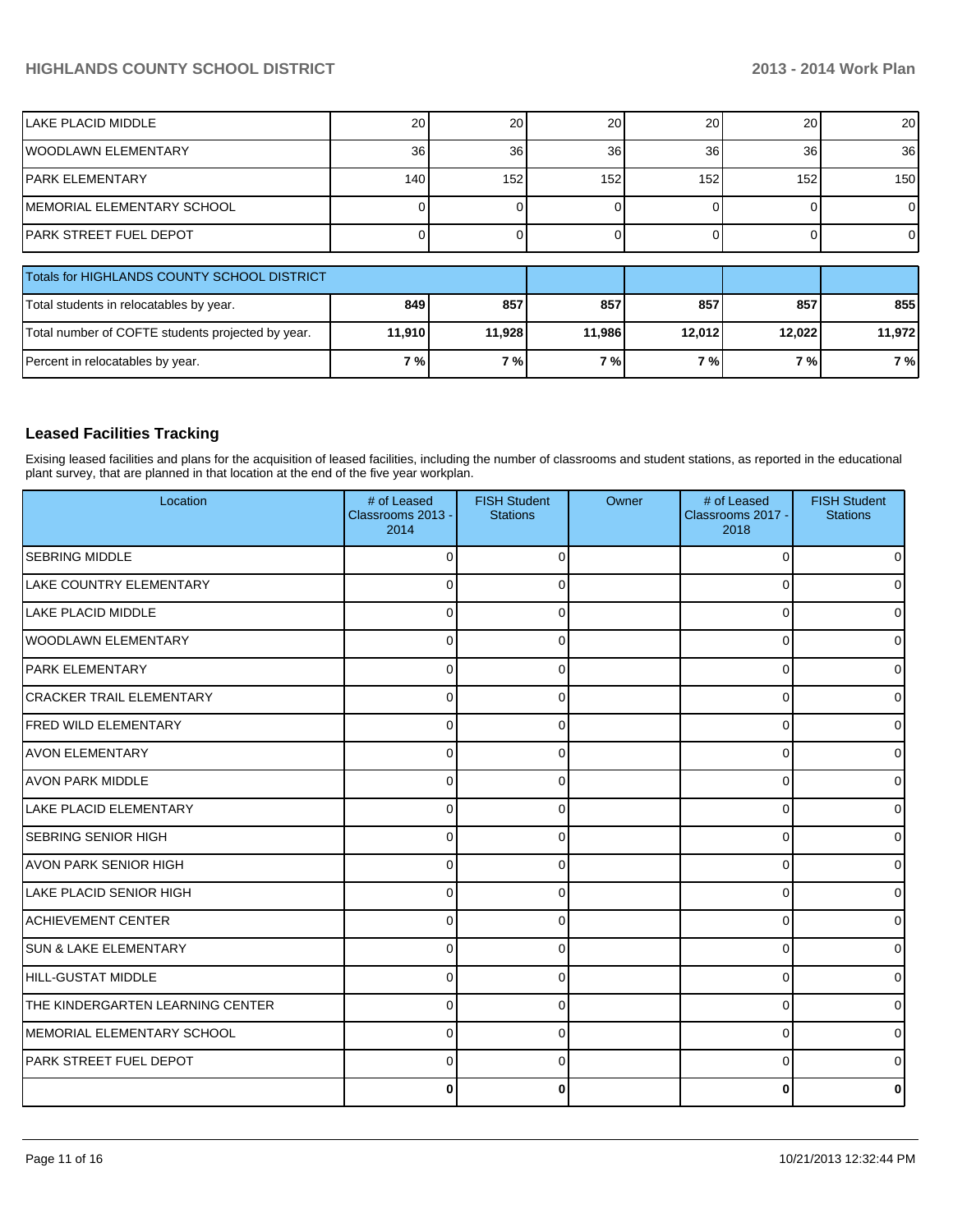| | | | | | | |
|---|---|---|---|---|---|---|
| LAKE PLACID MIDDLE | 20 | 20 | 20 | 20 | 20 | 20 |
| WOODLAWN ELEMENTARY | 36 | 36 | 36 | 36 | 36 | 36 |
| PARK ELEMENTARY | 140 | 152 | 152 | 152 | 152 | 150 |
| MEMORIAL ELEMENTARY SCHOOL | 0 | 0 | 0 | 0 | 0 | 0 |
| PARK STREET FUEL DEPOT | 0 | 0 | 0 | 0 | 0 | 0 |

| Totals for HIGHLANDS COUNTY SCHOOL DISTRICT | | | | | | |
|---|---|---|---|---|---|---|
| Total students in relocatables by year. | **849** | **857** | **857** | **857** | **857** | **855** |
| Total number of COFTE students projected by year. | **11,910** | **11,928** | **11,986** | **12,012** | **12,022** | **11,972** |
| Percent in relocatables by year. | **7 %** | **7 %** | **7 %** | **7 %** | **7 %** | **7 %** |

## Leased Facilities Tracking

Exising leased facilities and plans for the acquisition of leased facilities, including the number of classrooms and student stations, as reported in the educational plant survey, that are planned in that location at the end of the five year workplan.

| Location | # of Leased Classrooms 2013 - 2014 | FISH Student Stations | Owner | # of Leased Classrooms 2017 - 2018 | FISH Student Stations |
|---|---|---|---|---|---|
| SEBRING MIDDLE | 0 | 0 | | 0 | 0 |
| LAKE COUNTRY ELEMENTARY | 0 | 0 | | 0 | 0 |
| LAKE PLACID MIDDLE | 0 | 0 | | 0 | 0 |
| WOODLAWN ELEMENTARY | 0 | 0 | | 0 | 0 |
| PARK ELEMENTARY | 0 | 0 | | 0 | 0 |
| CRACKER TRAIL ELEMENTARY | 0 | 0 | | 0 | 0 |
| FRED WILD ELEMENTARY | 0 | 0 | | 0 | 0 |
| AVON ELEMENTARY | 0 | 0 | | 0 | 0 |
| AVON PARK MIDDLE | 0 | 0 | | 0 | 0 |
| LAKE PLACID ELEMENTARY | 0 | 0 | | 0 | 0 |
| SEBRING SENIOR HIGH | 0 | 0 | | 0 | 0 |
| AVON PARK SENIOR HIGH | 0 | 0 | | 0 | 0 |
| LAKE PLACID SENIOR HIGH | 0 | 0 | | 0 | 0 |
| ACHIEVEMENT CENTER | 0 | 0 | | 0 | 0 |
| SUN & LAKE ELEMENTARY | 0 | 0 | | 0 | 0 |
| HILL-GUSTAT MIDDLE | 0 | 0 | | 0 | 0 |
| THE KINDERGARTEN LEARNING CENTER | 0 | 0 | | 0 | 0 |
| MEMORIAL ELEMENTARY SCHOOL | 0 | 0 | | 0 | 0 |
| PARK STREET FUEL DEPOT | 0 | 0 | | 0 | 0 |
| | **0** | **0** | | **0** | **0** |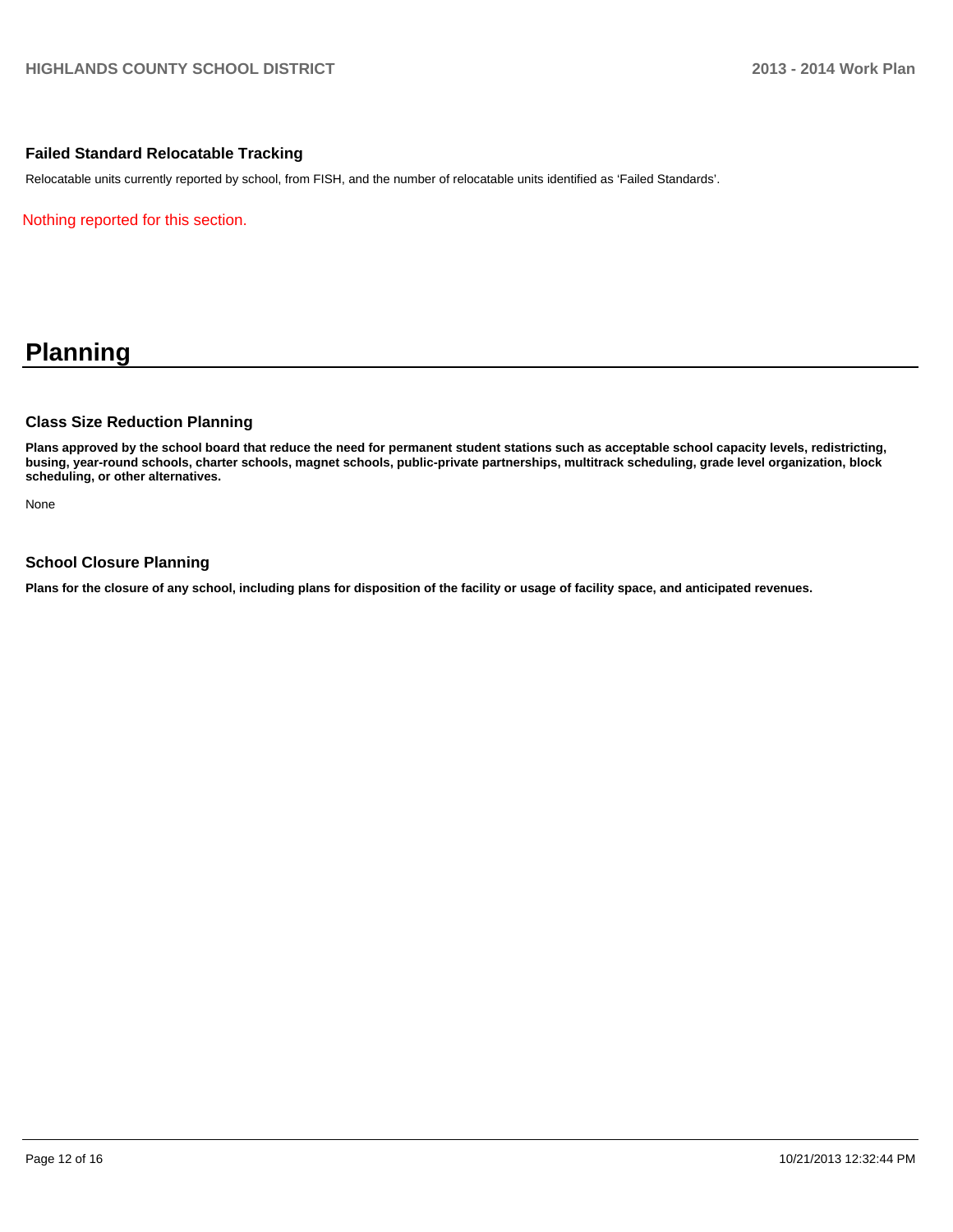### Failed Standard Relocatable Tracking

Relocatable units currently reported by school, from FISH, and the number of relocatable units identified as 'Failed Standards'.

Nothing reported for this section.

# Planning

### Class Size Reduction Planning

**Plans approved by the school board that reduce the need for permanent student stations such as acceptable school capacity levels, redistricting, busing, year-round schools, charter schools, magnet schools, public-private partnerships, multitrack scheduling, grade level organization, block scheduling, or other alternatives.**

None

### School Closure Planning

**Plans for the closure of any school, including plans for disposition of the facility or usage of facility space, and anticipated revenues.**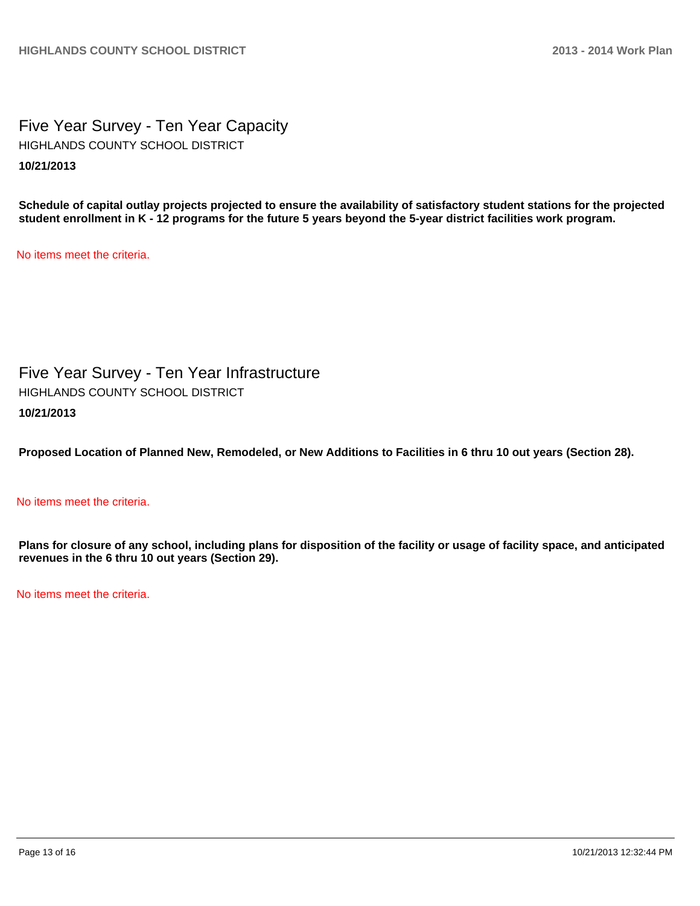## Five Year Survey - Ten Year Capacity

HIGHLANDS COUNTY SCHOOL DISTRICT

**10/21/2013**

**Schedule of capital outlay projects projected to ensure the availability of satisfactory student stations for the projected student enrollment in K - 12 programs for the future 5 years beyond the 5-year district facilities work program.**

No items meet the criteria.

## Five Year Survey - Ten Year Infrastructure

HIGHLANDS COUNTY SCHOOL DISTRICT

**10/21/2013**

**Proposed Location of Planned New, Remodeled, or New Additions to Facilities in 6 thru 10 out years (Section 28).**

No items meet the criteria.

**Plans for closure of any school, including plans for disposition of the facility or usage of facility space, and anticipated revenues in the 6 thru 10 out years (Section 29).**

No items meet the criteria.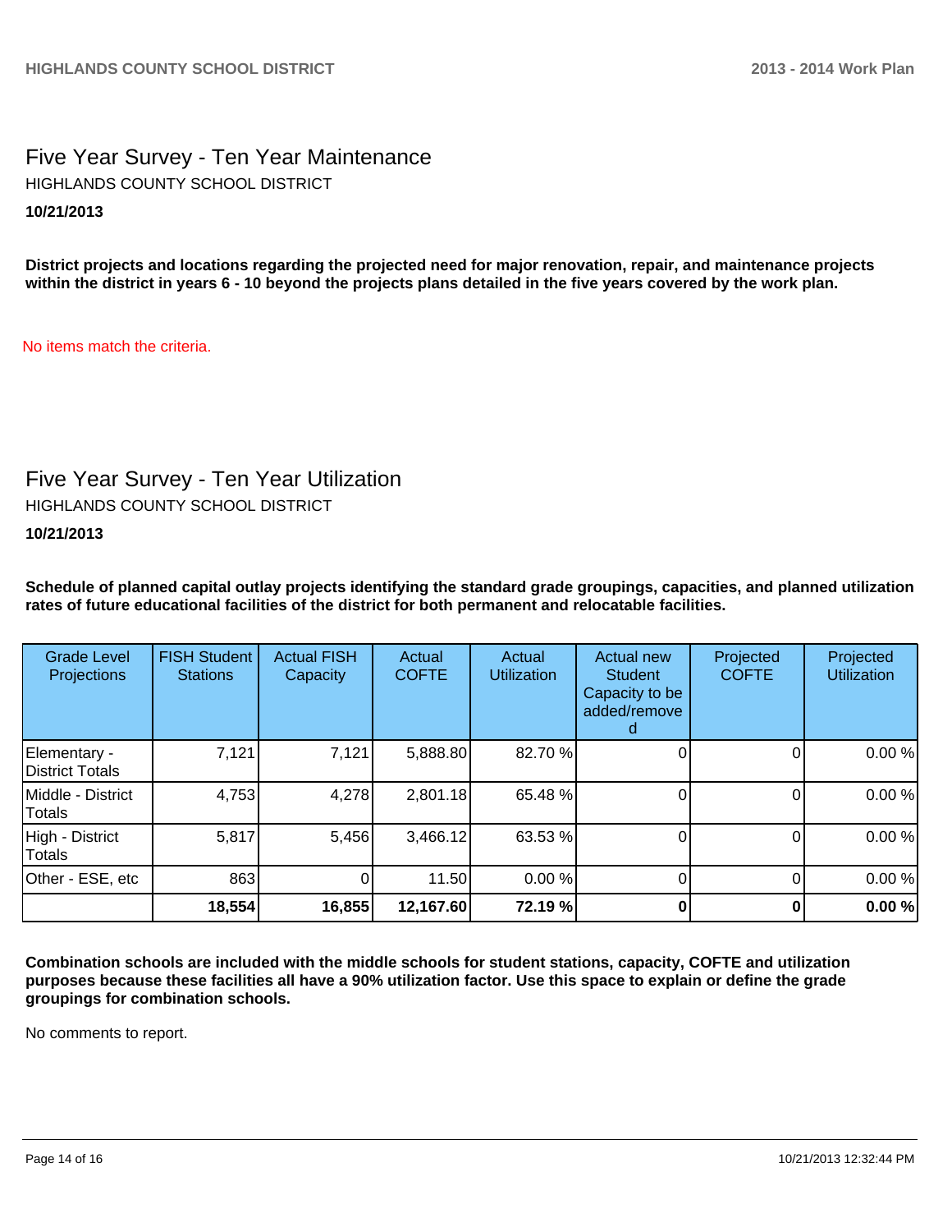## Five Year Survey - Ten Year Maintenance

HIGHLANDS COUNTY SCHOOL DISTRICT

**10/21/2013**

**District projects and locations regarding the projected need for major renovation, repair, and maintenance projects within the district in years 6 - 10 beyond the projects plans detailed in the five years covered by the work plan.**

No items match the criteria.

## Five Year Survey - Ten Year Utilization

HIGHLANDS COUNTY SCHOOL DISTRICT

**10/21/2013**

**Schedule of planned capital outlay projects identifying the standard grade groupings, capacities, and planned utilization rates of future educational facilities of the district for both permanent and relocatable facilities.**

| Grade Level Projections | FISH Student Stations | Actual FISH Capacity | Actual COFTE | Actual Utilization | Actual new Student Capacity to be added/removed | Projected COFTE | Projected Utilization |
|---|---|---|---|---|---|---|---|
| Elementary - District Totals | 7,121 | 7,121 | 5,888.80 | 82.70 % | 0 | 0 | 0.00 % |
| Middle - District Totals | 4,753 | 4,278 | 2,801.18 | 65.48 % | 0 | 0 | 0.00 % |
| High - District Totals | 5,817 | 5,456 | 3,466.12 | 63.53 % | 0 | 0 | 0.00 % |
| Other - ESE, etc | 863 | 0 | 11.50 | 0.00 % | 0 | 0 | 0.00 % |
| | **18,554** | **16,855** | **12,167.60** | **72.19 %** | **0** | **0** | **0.00 %** |

**Combination schools are included with the middle schools for student stations, capacity, COFTE and utilization purposes because these facilities all have a 90% utilization factor. Use this space to explain or define the grade groupings for combination schools.**

No comments to report.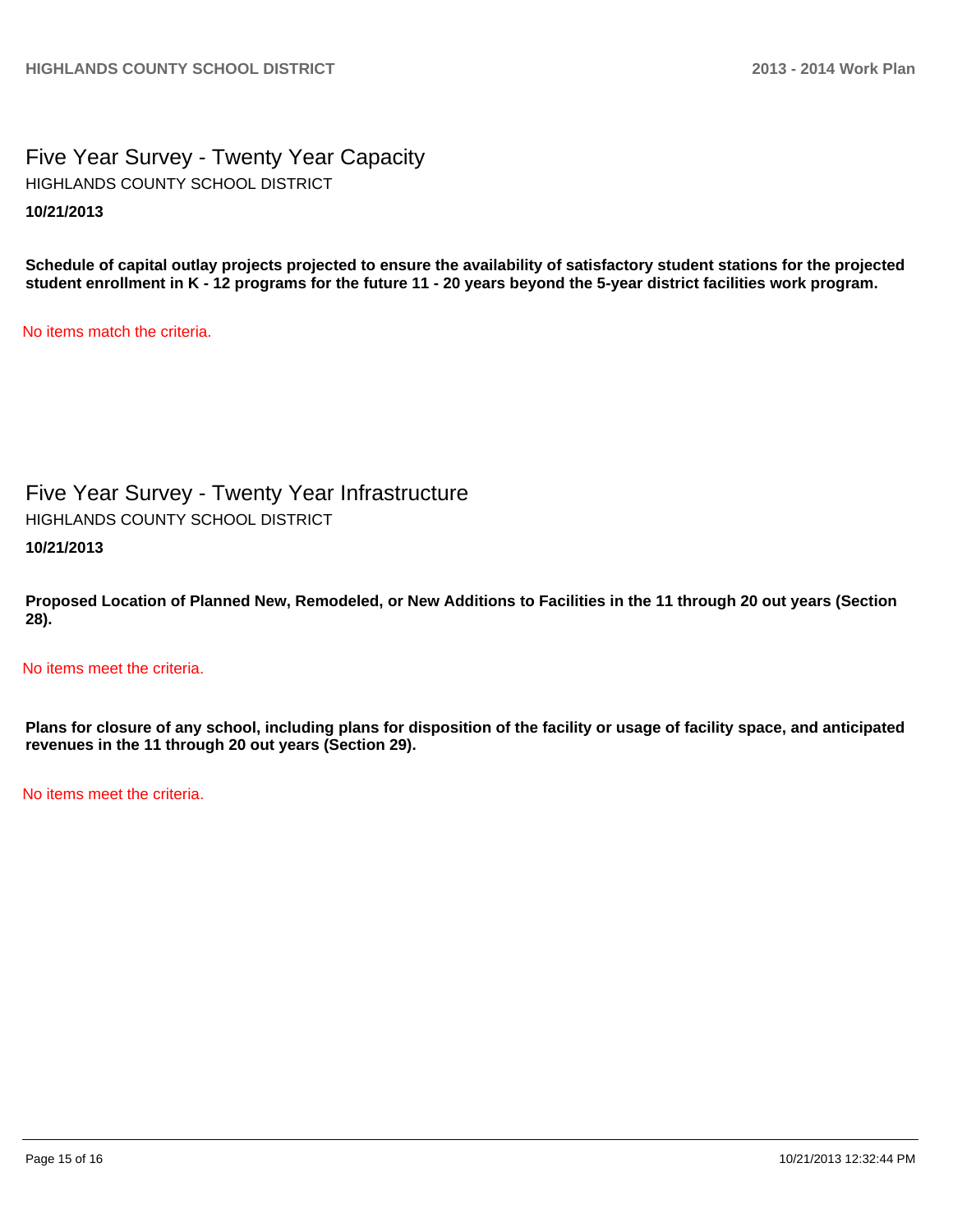## Five Year Survey - Twenty Year Capacity

HIGHLANDS COUNTY SCHOOL DISTRICT

**10/21/2013**

**Schedule of capital outlay projects projected to ensure the availability of satisfactory student stations for the projected student enrollment in K - 12 programs for the future 11 - 20 years beyond the 5-year district facilities work program.**

No items match the criteria.

## Five Year Survey - Twenty Year Infrastructure

HIGHLANDS COUNTY SCHOOL DISTRICT

**10/21/2013**

**Proposed Location of Planned New, Remodeled, or New Additions to Facilities in the 11 through 20 out years (Section 28).**

No items meet the criteria.

**Plans for closure of any school, including plans for disposition of the facility or usage of facility space, and anticipated revenues in the 11 through 20 out years (Section 29).**

No items meet the criteria.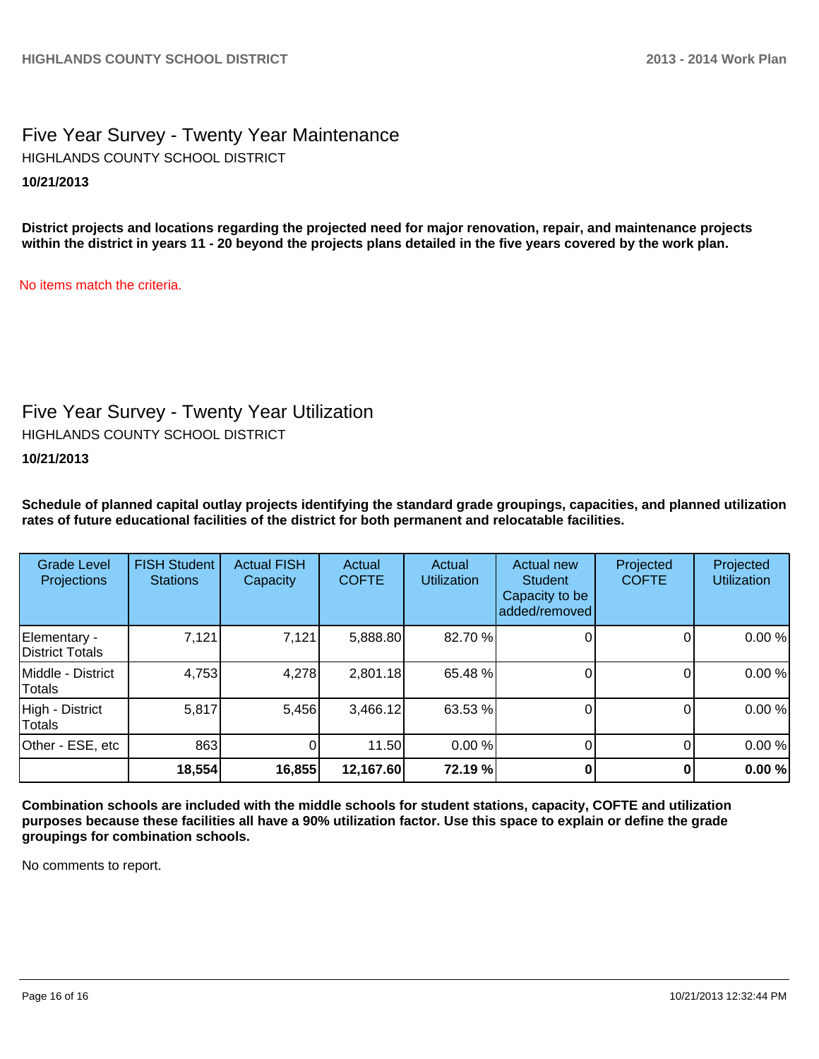## Five Year Survey - Twenty Year Maintenance

HIGHLANDS COUNTY SCHOOL DISTRICT

**10/21/2013**

**District projects and locations regarding the projected need for major renovation, repair, and maintenance projects within the district in years 11 - 20 beyond the projects plans detailed in the five years covered by the work plan.**

No items match the criteria.

## Five Year Survey - Twenty Year Utilization

HIGHLANDS COUNTY SCHOOL DISTRICT

**10/21/2013**

**Schedule of planned capital outlay projects identifying the standard grade groupings, capacities, and planned utilization rates of future educational facilities of the district for both permanent and relocatable facilities.**

| Grade Level Projections | FISH Student Stations | Actual FISH Capacity | Actual COFTE | Actual Utilization | Actual new Student Capacity to be added/removed | Projected COFTE | Projected Utilization |
|---|---|---|---|---|---|---|---|
| Elementary - District Totals | 7,121 | 7,121 | 5,888.80 | 82.70 % | 0 | 0 | 0.00 % |
| Middle - District Totals | 4,753 | 4,278 | 2,801.18 | 65.48 % | 0 | 0 | 0.00 % |
| High - District Totals | 5,817 | 5,456 | 3,466.12 | 63.53 % | 0 | 0 | 0.00 % |
| Other - ESE, etc | 863 | 0 | 11.50 | 0.00 % | 0 | 0 | 0.00 % |
| | **18,554** | **16,855** | **12,167.60** | **72.19 %** | **0** | **0** | **0.00 %** |

**Combination schools are included with the middle schools for student stations, capacity, COFTE and utilization purposes because these facilities all have a 90% utilization factor. Use this space to explain or define the grade groupings for combination schools.**

No comments to report.